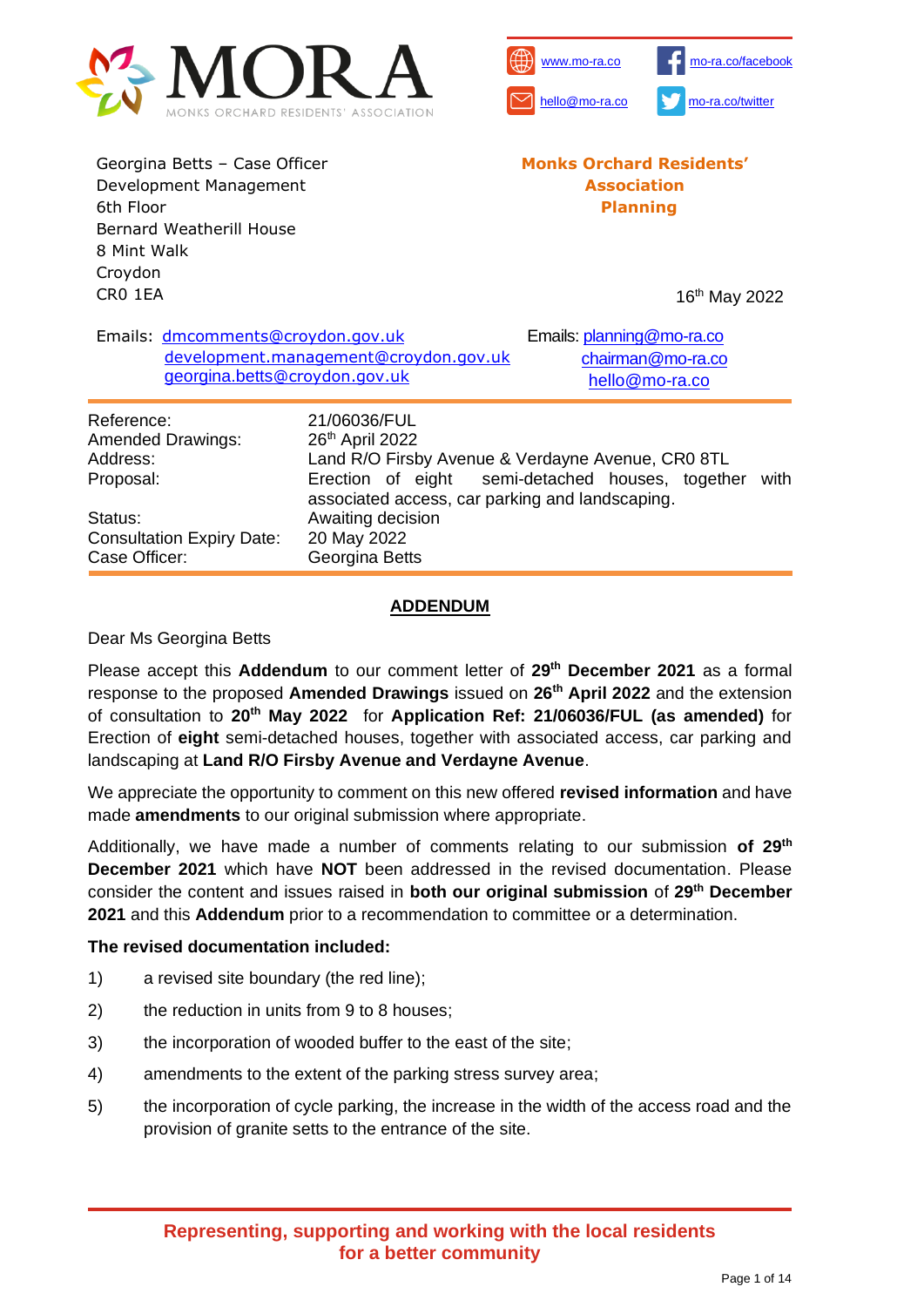MORA
MONKS ORCHARD RESIDENTS' ASSOCIATION

www.mo-ra.co | mo-ra.co/facebook
hello@mo-ra.co | mo-ra.co/twitter

Georgina Betts – Case Officer
Development Management
6th Floor
Bernard Weatherill House
8 Mint Walk
Croydon
CR0 1EA

**Monks Orchard Residents' Association**
**Planning**

16th May 2022

Emails: dmcomments@croydon.gov.uk
development.management@croydon.gov.uk
georgina.betts@croydon.gov.uk

Emails: planning@mo-ra.co
chairman@mo-ra.co
hello@mo-ra.co

| | |
|---|---|
| Reference: | 21/06036/FUL |
| Amended Drawings: | 26th April 2022 |
| Address: | Land R/O Firsby Avenue & Verdayne Avenue, CR0 8TL |
| Proposal: | Erection of eight semi-detached houses, together with associated access, car parking and landscaping. |
| Status: | Awaiting decision |
| Consultation Expiry Date: | 20 May 2022 |
| Case Officer: | Georgina Betts |

## ADDENDUM

Dear Ms Georgina Betts

Please accept this **Addendum** to our comment letter of **29th December 2021** as a formal response to the proposed **Amended Drawings** issued on **26th April 2022** and the extension of consultation to **20th May 2022** for **Application Ref: 21/06036/FUL (as amended)** for Erection of **eight** semi-detached houses, together with associated access, car parking and landscaping at **Land R/O Firsby Avenue and Verdayne Avenue**.

We appreciate the opportunity to comment on this new offered **revised information** and have made **amendments** to our original submission where appropriate.

Additionally, we have made a number of comments relating to our submission **of 29th December 2021** which have **NOT** been addressed in the revised documentation. Please consider the content and issues raised in **both our original submission** of **29th December 2021** and this **Addendum** prior to a recommendation to committee or a determination.

**The revised documentation included:**

1) a revised site boundary (the red line);
2) the reduction in units from 9 to 8 houses;
3) the incorporation of wooded buffer to the east of the site;
4) amendments to the extent of the parking stress survey area;
5) the incorporation of cycle parking, the increase in the width of the access road and the provision of granite setts to the entrance of the site.

Representing, supporting and working with the local residents for a better community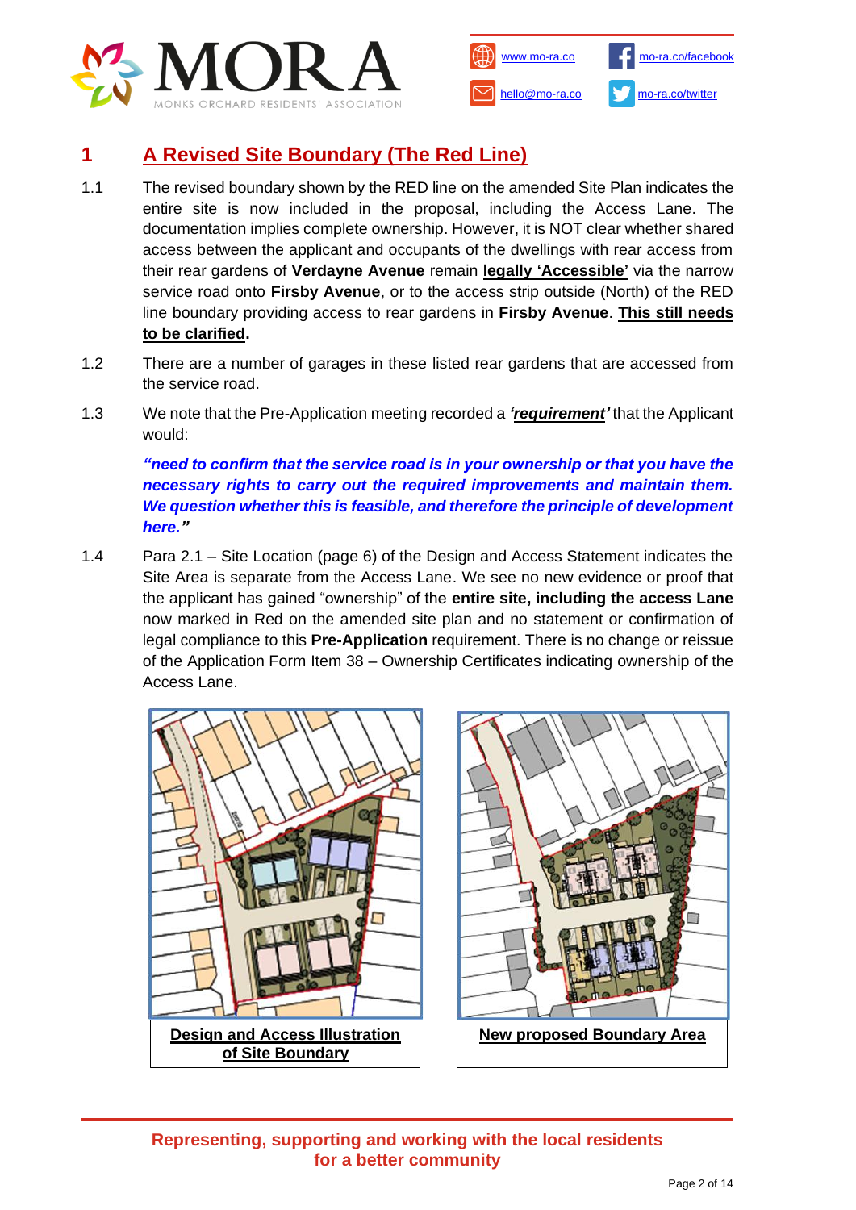## 1 A Revised Site Boundary (The Red Line)

1.1 The revised boundary shown by the RED line on the amended Site Plan indicates the entire site is now included in the proposal, including the Access Lane. The documentation implies complete ownership. However, it is NOT clear whether shared access between the applicant and occupants of the dwellings with rear access from their rear gardens of **Verdayne Avenue** remain **legally 'Accessible'** via the narrow service road onto **Firsby Avenue**, or to the access strip outside (North) of the RED line boundary providing access to rear gardens in **Firsby Avenue**. **This still needs to be clarified.**

1.2 There are a number of garages in these listed rear gardens that are accessed from the service road.

1.3 We note that the Pre-Application meeting recorded a ***'requirement'*** that the Applicant would:

***"need to confirm that the service road is in your ownership or that you have the necessary rights to carry out the required improvements and maintain them. We question whether this is feasible, and therefore the principle of development here."***

1.4 Para 2.1 – Site Location (page 6) of the Design and Access Statement indicates the Site Area is separate from the Access Lane. We see no new evidence or proof that the applicant has gained "ownership" of the **entire site, including the access Lane** now marked in Red on the amended site plan and no statement or confirmation of legal compliance to this **Pre-Application** requirement. There is no change or reissue of the Application Form Item 38 – Ownership Certificates indicating ownership of the Access Lane.

**Design and Access Illustration of Site Boundary**

**New proposed Boundary Area**

**Representing, supporting and working with the local residents for a better community**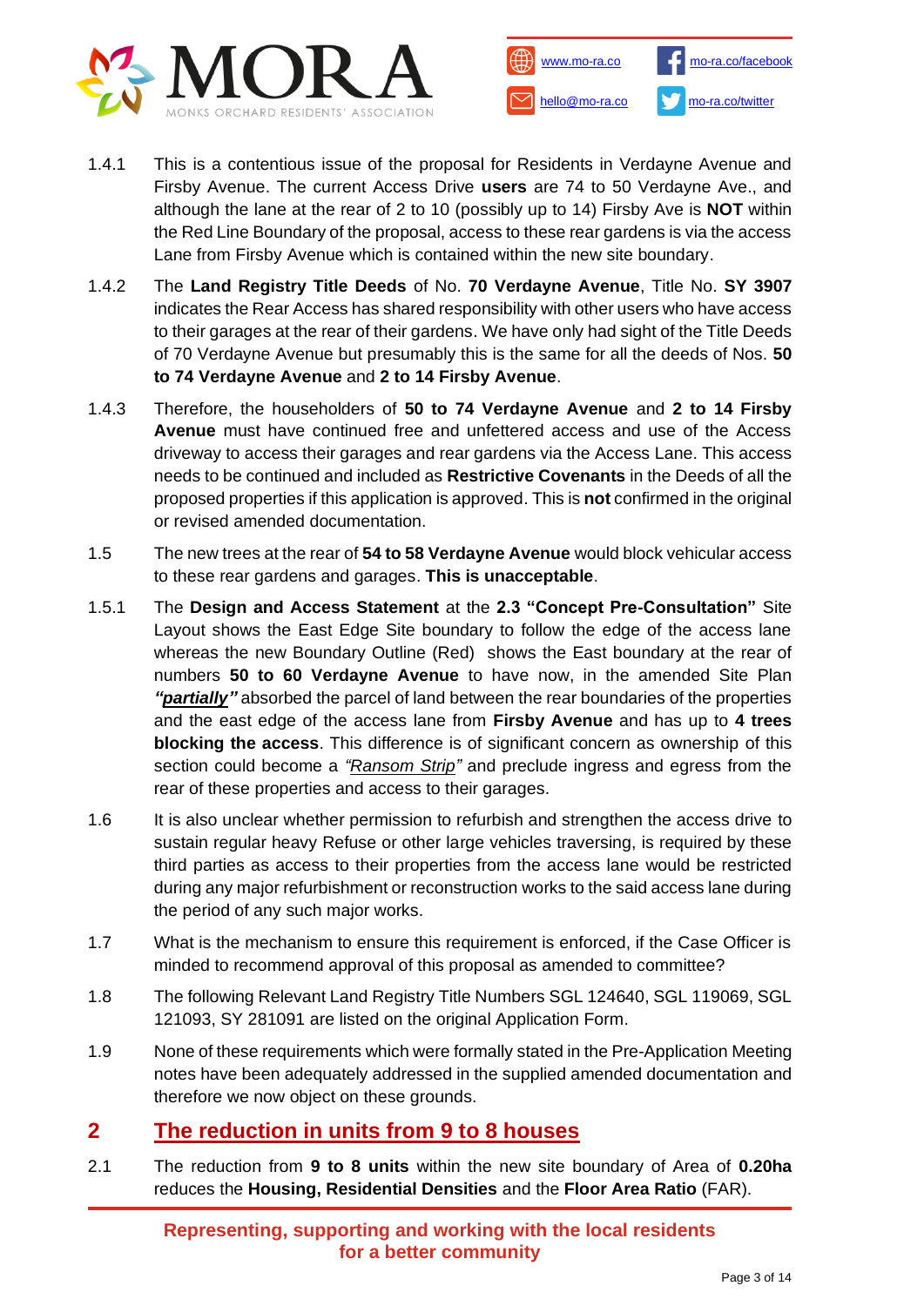1.4.1 This is a contentious issue of the proposal for Residents in Verdayne Avenue and Firsby Avenue. The current Access Drive **users** are 74 to 50 Verdayne Ave., and although the lane at the rear of 2 to 10 (possibly up to 14) Firsby Ave is **NOT** within the Red Line Boundary of the proposal, access to these rear gardens is via the access Lane from Firsby Avenue which is contained within the new site boundary.

1.4.2 The **Land Registry Title Deeds** of No. **70 Verdayne Avenue**, Title No. **SY 3907** indicates the Rear Access has shared responsibility with other users who have access to their garages at the rear of their gardens. We have only had sight of the Title Deeds of 70 Verdayne Avenue but presumably this is the same for all the deeds of Nos. **50 to 74 Verdayne Avenue** and **2 to 14 Firsby Avenue**.

1.4.3 Therefore, the householders of **50 to 74 Verdayne Avenue** and **2 to 14 Firsby Avenue** must have continued free and unfettered access and use of the Access driveway to access their garages and rear gardens via the Access Lane. This access needs to be continued and included as **Restrictive Covenants** in the Deeds of all the proposed properties if this application is approved. This is **not** confirmed in the original or revised amended documentation.

1.5 The new trees at the rear of **54 to 58 Verdayne Avenue** would block vehicular access to these rear gardens and garages. **This is unacceptable**.

1.5.1 The **Design and Access Statement** at the **2.3 "Concept Pre-Consultation"** Site Layout shows the East Edge Site boundary to follow the edge of the access lane whereas the new Boundary Outline (Red) shows the East boundary at the rear of numbers **50 to 60 Verdayne Avenue** to have now, in the amended Site Plan ***"partially"*** absorbed the parcel of land between the rear boundaries of the properties and the east edge of the access lane from **Firsby Avenue** and has up to **4 trees blocking the access**. This difference is of significant concern as ownership of this section could become a *"Ransom Strip"* and preclude ingress and egress from the rear of these properties and access to their garages.

1.6 It is also unclear whether permission to refurbish and strengthen the access drive to sustain regular heavy Refuse or other large vehicles traversing, is required by these third parties as access to their properties from the access lane would be restricted during any major refurbishment or reconstruction works to the said access lane during the period of any such major works.

1.7 What is the mechanism to ensure this requirement is enforced, if the Case Officer is minded to recommend approval of this proposal as amended to committee?

1.8 The following Relevant Land Registry Title Numbers SGL 124640, SGL 119069, SGL 121093, SY 281091 are listed on the original Application Form.

1.9 None of these requirements which were formally stated in the Pre-Application Meeting notes have been adequately addressed in the supplied amended documentation and therefore we now object on these grounds.

## 2 The reduction in units from 9 to 8 houses

2.1 The reduction from **9 to 8 units** within the new site boundary of Area of **0.20ha** reduces the **Housing, Residential Densities** and the **Floor Area Ratio** (FAR).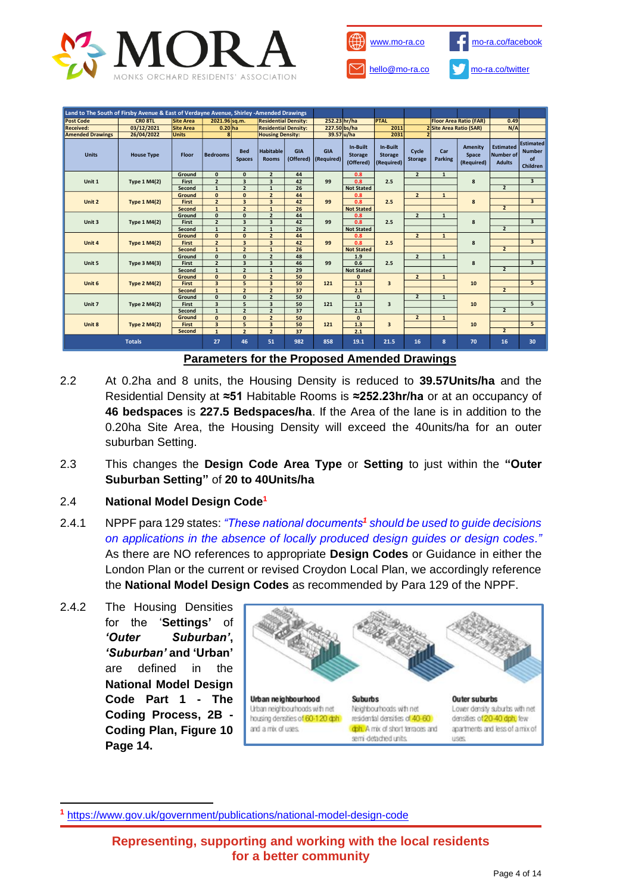| Land to The South of Firsby Avenue & East of Verdayne Avenue, Shirley -Amended Drawings | | | | | | | | | | | | | | | |
|---|---|---|---|---|---|---|---|---|---|---|---|---|---|---|---|
| Post Code | CR0 8TL | Site Area | 2021.96 sq.m. | Residential Density: | | 252.23 hr/ha | | PTAL | | Floor Area Ratio (FAR) | | | 0.49 | | |
| Received: | 03/12/2021 | Site Area | 0.20 ha | Residential Density: | | 227.50 bs/ha | | 2011 | | 2 Site Area Ratio (SAR) | | | N/A | | |
| Amended Drawings | 26/04/2022 | Units | 8 | Housing Density: | | 39.57 u/ha | | 2031 | | 2 | | | | | |
| Units | House Type | Floor | Bedrooms | Bed Spaces | Habitable Rooms | GIA (Offered) | GIA (Required) | In-Built Storage (Offered) | In-Built Storage (Required) | Cycle Storage | Car Parking | Amenity Space (Required) | Estimated Number of Adults | Estimated Number of Children | |
| Unit 1 | Type 1 M4(2) | Ground | 0 | 0 | 2 | 44 | 99 | 0.8 | 2.5 | 2 | 1 | 8 | | 3 | |
| | | First | 2 | 3 | 3 | 42 | | 0.8 | | | | | | | |
| | | Second | 1 | 2 | 1 | 26 | | Not Stated | | | | | 2 | | |
| Unit 2 | Type 1 M4(2) | Ground | 0 | 0 | 2 | 44 | 99 | 0.8 | 2.5 | 2 | 1 | 8 | | 3 | |
| | | First | 2 | 3 | 3 | 42 | | 0.8 | | | | | | | |
| | | Second | 1 | 2 | 1 | 26 | | Not Stated | | | | | 2 | | |
| Unit 3 | Type 1 M4(2) | Ground | 0 | 0 | 2 | 44 | 99 | 0.8 | 2.5 | 2 | 1 | 8 | | 3 | |
| | | First | 2 | 3 | 3 | 42 | | 0.8 | | | | | | | |
| | | Second | 1 | 2 | 1 | 26 | | Not Stated | | | | | 2 | | |
| Unit 4 | Type 1 M4(2) | Ground | 0 | 0 | 2 | 44 | 99 | 0.8 | 2.5 | 2 | 1 | 8 | | 3 | |
| | | First | 2 | 3 | 3 | 42 | | 0.8 | | | | | | | |
| | | Second | 1 | 2 | 1 | 26 | | Not Stated | | | | | 2 | | |
| Unit 5 | Type 3 M4(3) | Ground | 0 | 0 | 2 | 48 | 99 | 1.9 | 2.5 | 2 | 1 | 8 | | 3 | |
| | | First | 2 | 3 | 3 | 46 | | 0.6 | | | | | | | |
| | | Second | 1 | 2 | 1 | 29 | | Not Stated | | | | | 2 | | |
| Unit 6 | Type 2 M4(2) | Ground | 0 | 0 | 2 | 50 | 121 | 0 | 3 | 2 | 1 | 10 | | 5 | |
| | | First | 3 | 5 | 3 | 50 | | 1.3 | | | | | | | |
| | | Second | 1 | 2 | 2 | 37 | | 2.1 | | | | | 2 | | |
| Unit 7 | Type 2 M4(2) | Ground | 0 | 0 | 2 | 50 | 121 | 0 | 3 | 2 | 1 | 10 | | 5 | |
| | | First | 3 | 5 | 3 | 50 | | 1.3 | | | | | | | |
| | | Second | 1 | 2 | 2 | 37 | | 2.1 | | | | | 2 | | |
| Unit 8 | Type 2 M4(2) | Ground | 0 | 0 | 2 | 50 | 121 | 0 | 3 | 2 | 1 | 10 | | 5 | |
| | | First | 3 | 5 | 3 | 50 | | 1.3 | | | | | | | |
| | | Second | 1 | 2 | 2 | 37 | | 2.1 | | | | | 2 | | |
| Totals | | | 27 | 46 | 51 | 982 | 858 | 19.1 | 21.5 | 16 | 8 | 70 | 16 | 30 | |

**Parameters for the Proposed Amended Drawings**

2.2 At 0.2ha and 8 units, the Housing Density is reduced to **39.57Units/ha** and the Residential Density at **≈51** Habitable Rooms is **≈252.23hr/ha** or at an occupancy of **46 bedspaces** is **227.5 Bedspaces/ha**. If the Area of the lane is in addition to the 0.20ha Site Area, the Housing Density will exceed the 40units/ha for an outer suburban Setting.

2.3 This changes the **Design Code Area Type** or **Setting** to just within the **"Outer Suburban Setting"** of **20 to 40Units/ha**

## 2.4 National Model Design Code[1]

2.4.1 NPPF para 129 states: *"These national documents[1] should be used to guide decisions on applications in the absence of locally produced design guides or design codes."* As there are NO references to appropriate **Design Codes** or Guidance in either the London Plan or the current or revised Croydon Local Plan, we accordingly reference the **National Model Design Codes** as recommended by Para 129 of the NPPF.

2.4.2 The Housing Densities for the '**Settings**' of ***'Outer Suburban'***, ***'Suburban'*** **and 'Urban'** are defined in the **National Model Design Code Part 1 - The Coding Process, 2B - Coding Plan, Figure 10 Page 14.**

| Urban neighbourhood | Suburbs | Outer suburbs |
|---|---|---|
| Urban neighbourhoods with net housing densities of 60-120 dph and a mix of uses. | Neighbourhoods with net residential densities of 40-60 dph. A mix of short terraces and semi-detached units. | Lower density suburbs with net densities of 20-40 dph, few apartments and less of a mix of uses. |

[1] https://www.gov.uk/government/publications/national-model-design-code

**Representing, supporting and working with the local residents for a better community**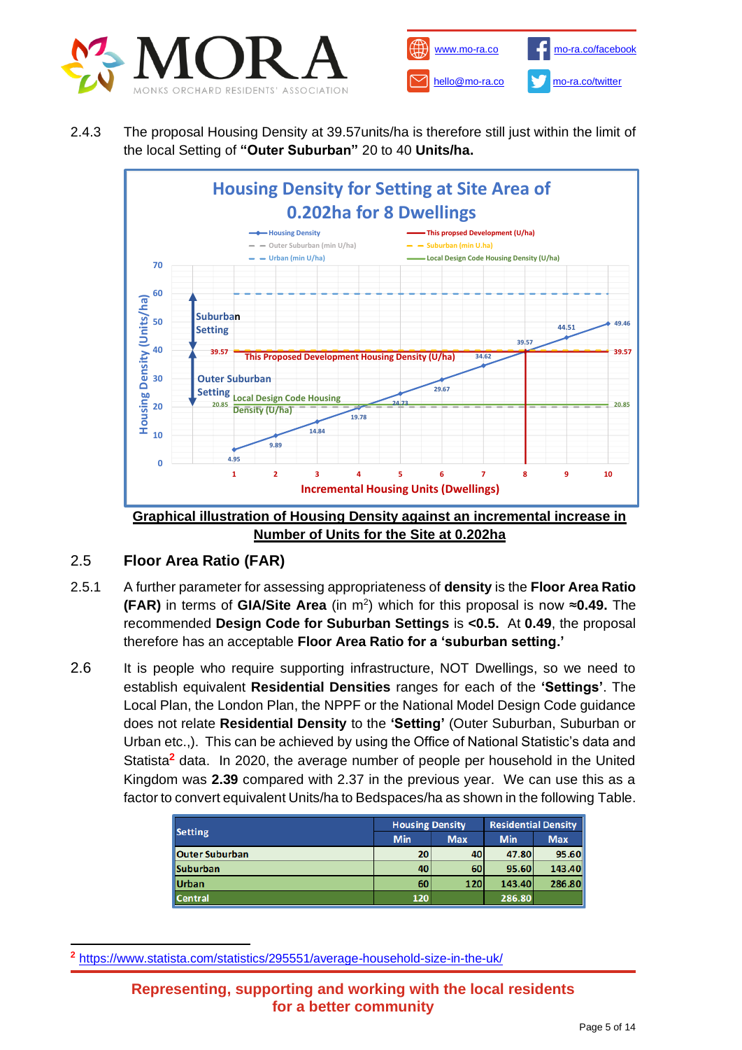2.4.3 The proposal Housing Density at 39.57units/ha is therefore still just within the limit of the local Setting of **"Outer Suburban"** 20 to 40 **Units/ha.**

**Graphical illustration of Housing Density against an incremental increase in Number of Units for the Site at 0.202ha**

## 2.5 Floor Area Ratio (FAR)

2.5.1 A further parameter for assessing appropriateness of **density** is the **Floor Area Ratio (FAR)** in terms of **GIA/Site Area** (in m$^2$) which for this proposal is now **≈0.49.** The recommended **Design Code for Suburban Settings** is **<0.5.** At **0.49**, the proposal therefore has an acceptable **Floor Area Ratio for a 'suburban setting.'**

2.6 It is people who require supporting infrastructure, NOT Dwellings, so we need to establish equivalent **Residential Densities** ranges for each of the **'Settings'**. The Local Plan, the London Plan, the NPPF or the National Model Design Code guidance does not relate **Residential Density** to the **'Setting'** (Outer Suburban, Suburban or Urban etc.,). This can be achieved by using the Office of National Statistic's data and Statista[2] data. In 2020, the average number of people per household in the United Kingdom was **2.39** compared with 2.37 in the previous year. We can use this as a factor to convert equivalent Units/ha to Bedspaces/ha as shown in the following Table.

| Setting | Housing Density | | Residential Density | |
|---|---|---|---|---|
| | Min | Max | Min | Max |
| Outer Suburban | 20 | 40 | 47.80 | 95.60 |
| Suburban | 40 | 60 | 95.60 | 143.40 |
| Urban | 60 | 120 | 143.40 | 286.80 |
| Central | 120 | | 286.80 | |

[2] https://www.statista.com/statistics/295551/average-household-size-in-the-uk/

**Representing, supporting and working with the local residents for a better community**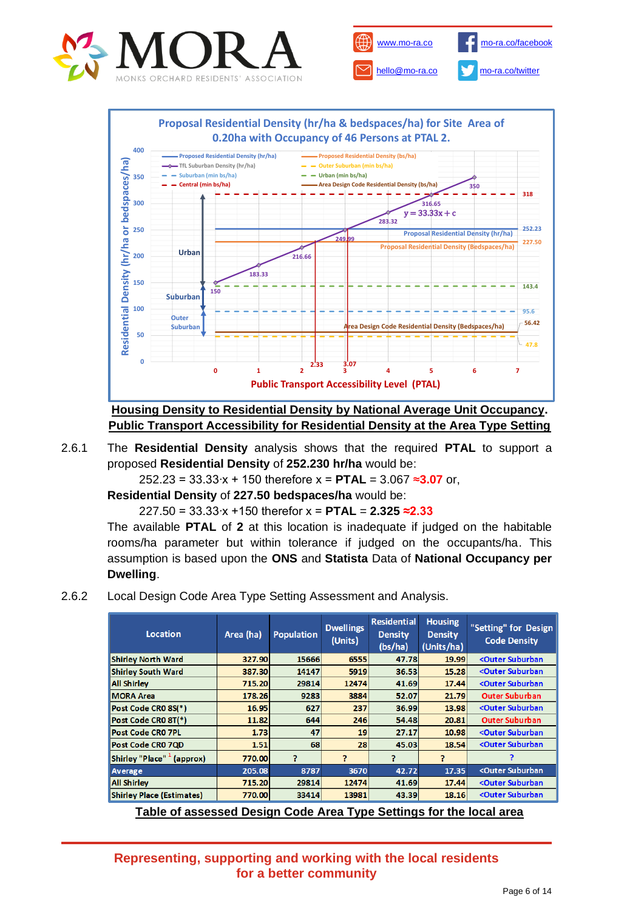**Housing Density to Residential Density by National Average Unit Occupancy.**
**Public Transport Accessibility for Residential Density at the Area Type Setting**

2.6.1 The **Residential Density** analysis shows that the required **PTAL** to support a proposed **Residential Density** of **252.230 hr/ha** would be:

252.23 = 33.33·x + 150 therefore x = **PTAL** = 3.067 **≈3.07** or,

**Residential Density** of **227.50 bedspaces/ha** would be:

227.50 = 33.33·x +150 therefor x = **PTAL** = **2.325** **≈2.33**

The available **PTAL** of **2** at this location is inadequate if judged on the habitable rooms/ha parameter but within tolerance if judged on the occupants/ha. This assumption is based upon the **ONS** and **Statista** Data of **National Occupancy per Dwelling**.

2.6.2 Local Design Code Area Type Setting Assessment and Analysis.

| Location | Area (ha) | Population | Dwellings (Units) | Residential Density (bs/ha) | Housing Density (Units/ha) | "Setting" for Design Code Density |
|---|---|---|---|---|---|---|
| Shirley North Ward | 327.90 | 15666 | 6555 | 47.78 | 19.99 | <Outer Suburban |
| Shirley South Ward | 387.30 | 14147 | 5919 | 36.53 | 15.28 | <Outer Suburban |
| All Shirley | 715.20 | 29814 | 12474 | 41.69 | 17.44 | <Outer Suburban |
| MORA Area | 178.26 | 9283 | 3884 | 52.07 | 21.79 | Outer Suburban |
| Post Code CR0 8S(*) | 16.95 | 627 | 237 | 36.99 | 13.98 | <Outer Suburban |
| Post Code CR0 8T(*) | 11.82 | 644 | 246 | 54.48 | 20.81 | Outer Suburban |
| Post Code CR0 7PL | 1.73 | 47 | 19 | 27.17 | 10.98 | <Outer Suburban |
| Post Code CR0 7QD | 1.51 | 68 | 28 | 45.03 | 18.54 | <Outer Suburban |
| Shirley "Place" [1] (approx) | 770.00 | ? | ? | ? | ? | ? |
| Average | 205.08 | 8787 | 3670 | 42.72 | 17.35 | <Outer Suburban |
| All Shirley | 715.20 | 29814 | 12474 | 41.69 | 17.44 | <Outer Suburban |
| Shirley Place (Estimates) | 770.00 | 33414 | 13981 | 43.39 | 18.16 | <Outer Suburban |

**Table of assessed Design Code Area Type Settings for the local area**

**Representing, supporting and working with the local residents for a better community**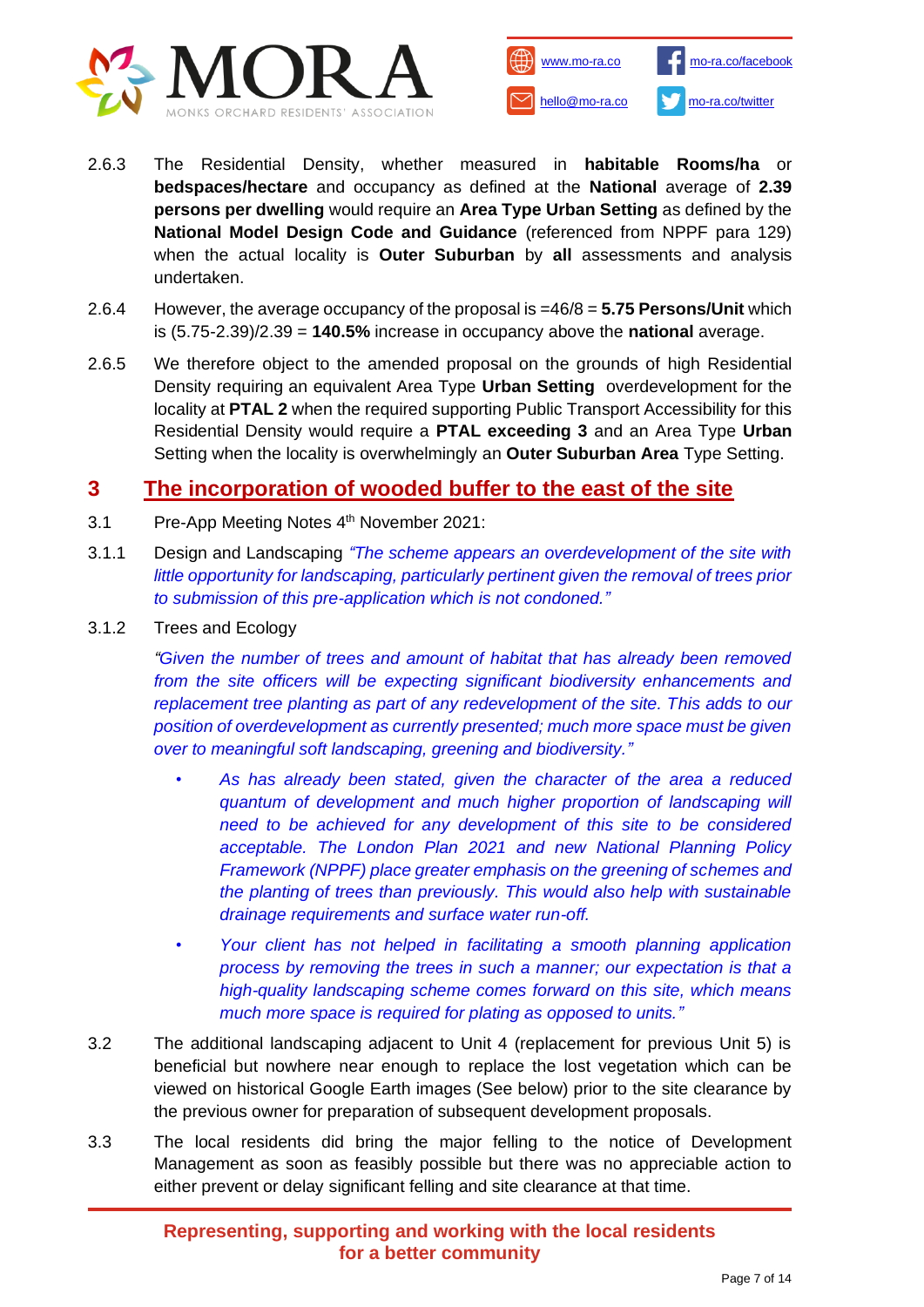2.6.3 The Residential Density, whether measured in **habitable Rooms/ha** or **bedspaces/hectare** and occupancy as defined at the **National** average of **2.39 persons per dwelling** would require an **Area Type Urban Setting** as defined by the **National Model Design Code and Guidance** (referenced from NPPF para 129) when the actual locality is **Outer Suburban** by **all** assessments and analysis undertaken.

2.6.4 However, the average occupancy of the proposal is =46/8 = **5.75 Persons/Unit** which is (5.75-2.39)/2.39 = **140.5%** increase in occupancy above the **national** average.

2.6.5 We therefore object to the amended proposal on the grounds of high Residential Density requiring an equivalent Area Type **Urban Setting** overdevelopment for the locality at **PTAL 2** when the required supporting Public Transport Accessibility for this Residential Density would require a **PTAL exceeding 3** and an Area Type **Urban** Setting when the locality is overwhelmingly an **Outer Suburban Area** Type Setting.

# 3 The incorporation of wooded buffer to the east of the site

3.1 Pre-App Meeting Notes 4th November 2021:

3.1.1 Design and Landscaping *"The scheme appears an overdevelopment of the site with little opportunity for landscaping, particularly pertinent given the removal of trees prior to submission of this pre-application which is not condoned."*

3.1.2 Trees and Ecology

*"Given the number of trees and amount of habitat that has already been removed from the site officers will be expecting significant biodiversity enhancements and replacement tree planting as part of any redevelopment of the site. This adds to our position of overdevelopment as currently presented; much more space must be given over to meaningful soft landscaping, greening and biodiversity."*

- *As has already been stated, given the character of the area a reduced quantum of development and much higher proportion of landscaping will need to be achieved for any development of this site to be considered acceptable. The London Plan 2021 and new National Planning Policy Framework (NPPF) place greater emphasis on the greening of schemes and the planting of trees than previously. This would also help with sustainable drainage requirements and surface water run-off.*
- *Your client has not helped in facilitating a smooth planning application process by removing the trees in such a manner; our expectation is that a high-quality landscaping scheme comes forward on this site, which means much more space is required for plating as opposed to units."*

3.2 The additional landscaping adjacent to Unit 4 (replacement for previous Unit 5) is beneficial but nowhere near enough to replace the lost vegetation which can be viewed on historical Google Earth images (See below) prior to the site clearance by the previous owner for preparation of subsequent development proposals.

3.3 The local residents did bring the major felling to the notice of Development Management as soon as feasibly possible but there was no appreciable action to either prevent or delay significant felling and site clearance at that time.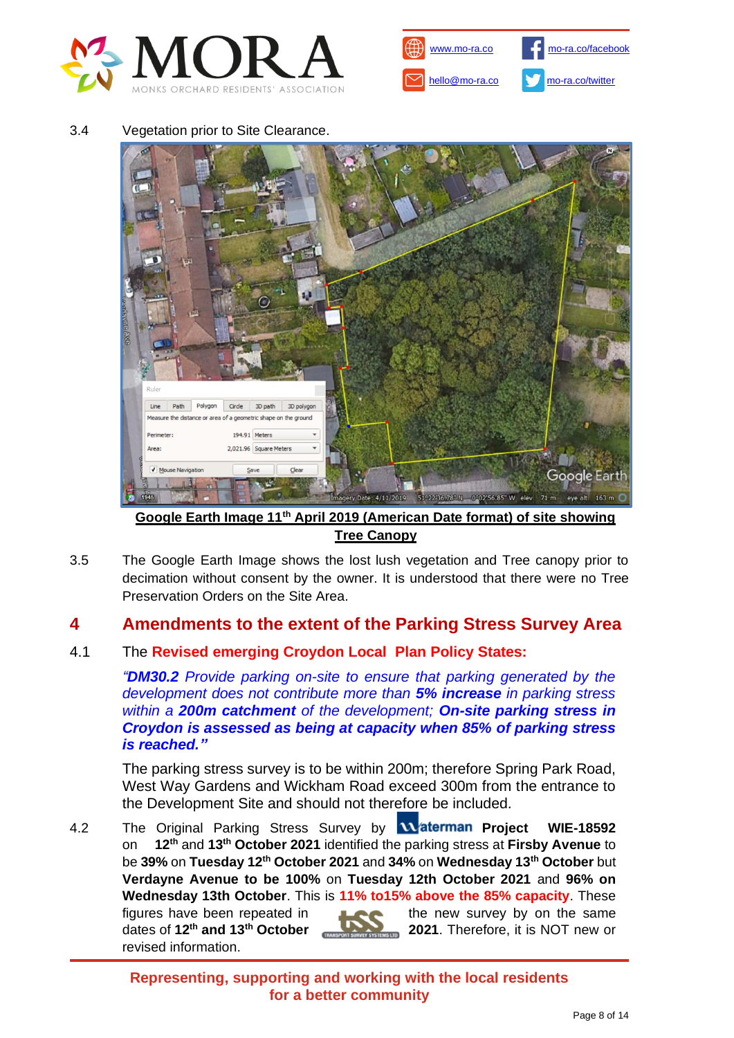3.4 Vegetation prior to Site Clearance.

**Google Earth Image 11th April 2019 (American Date format) of site showing Tree Canopy**

3.5 The Google Earth Image shows the lost lush vegetation and Tree canopy prior to decimation without consent by the owner. It is understood that there were no Tree Preservation Orders on the Site Area.

## 4 Amendments to the extent of the Parking Stress Survey Area

4.1 The **Revised emerging Croydon Local Plan Policy States:**

*"**DM30.2** Provide parking on-site to ensure that parking generated by the development does not contribute more than **5% increase** in parking stress within a **200m catchment** of the development; **On-site parking stress in Croydon is assessed as being at capacity when 85% of parking stress is reached."***

The parking stress survey is to be within 200m; therefore Spring Park Road, West Way Gardens and Wickham Road exceed 300m from the entrance to the Development Site and should not therefore be included.

4.2 The Original Parking Stress Survey by Waterman **Project WIE-18592** on **12th** and **13th October 2021** identified the parking stress at **Firsby Avenue** to be **39%** on **Tuesday 12th October 2021** and **34%** on **Wednesday 13th October** but **Verdayne Avenue to be 100%** on **Tuesday 12th October 2021** and **96% on Wednesday 13th October**. This is **11% to15% above the 85% capacity**. These figures have been repeated in the new survey by TSS on the same dates of **12th and 13th October 2021**. Therefore, it is NOT new or revised information.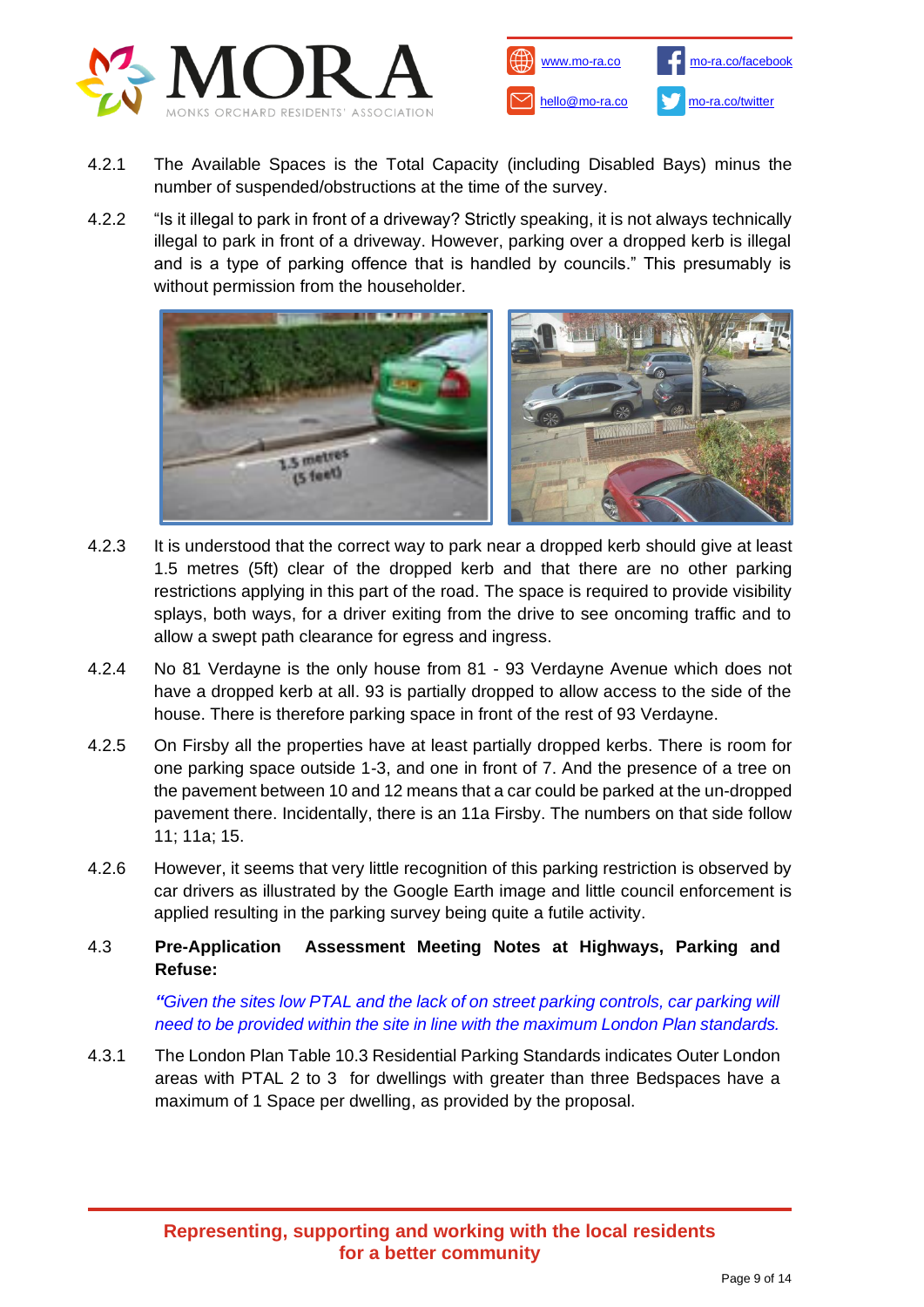4.2.1 The Available Spaces is the Total Capacity (including Disabled Bays) minus the number of suspended/obstructions at the time of the survey.

4.2.2 "Is it illegal to park in front of a driveway? Strictly speaking, it is not always technically illegal to park in front of a driveway. However, parking over a dropped kerb is illegal and is a type of parking offence that is handled by councils." This presumably is without permission from the householder.

4.2.3 It is understood that the correct way to park near a dropped kerb should give at least 1.5 metres (5ft) clear of the dropped kerb and that there are no other parking restrictions applying in this part of the road. The space is required to provide visibility splays, both ways, for a driver exiting from the drive to see oncoming traffic and to allow a swept path clearance for egress and ingress.

4.2.4 No 81 Verdayne is the only house from 81 - 93 Verdayne Avenue which does not have a dropped kerb at all. 93 is partially dropped to allow access to the side of the house. There is therefore parking space in front of the rest of 93 Verdayne.

4.2.5 On Firsby all the properties have at least partially dropped kerbs. There is room for one parking space outside 1-3, and one in front of 7. And the presence of a tree on the pavement between 10 and 12 means that a car could be parked at the un-dropped pavement there. Incidentally, there is an 11a Firsby. The numbers on that side follow 11; 11a; 15.

4.2.6 However, it seems that very little recognition of this parking restriction is observed by car drivers as illustrated by the Google Earth image and little council enforcement is applied resulting in the parking survey being quite a futile activity.

### 4.3 Pre-Application Assessment Meeting Notes at Highways, Parking and Refuse:

*"Given the sites low PTAL and the lack of on street parking controls, car parking will need to be provided within the site in line with the maximum London Plan standards.*

4.3.1 The London Plan Table 10.3 Residential Parking Standards indicates Outer London areas with PTAL 2 to 3 for dwellings with greater than three Bedspaces have a maximum of 1 Space per dwelling, as provided by the proposal.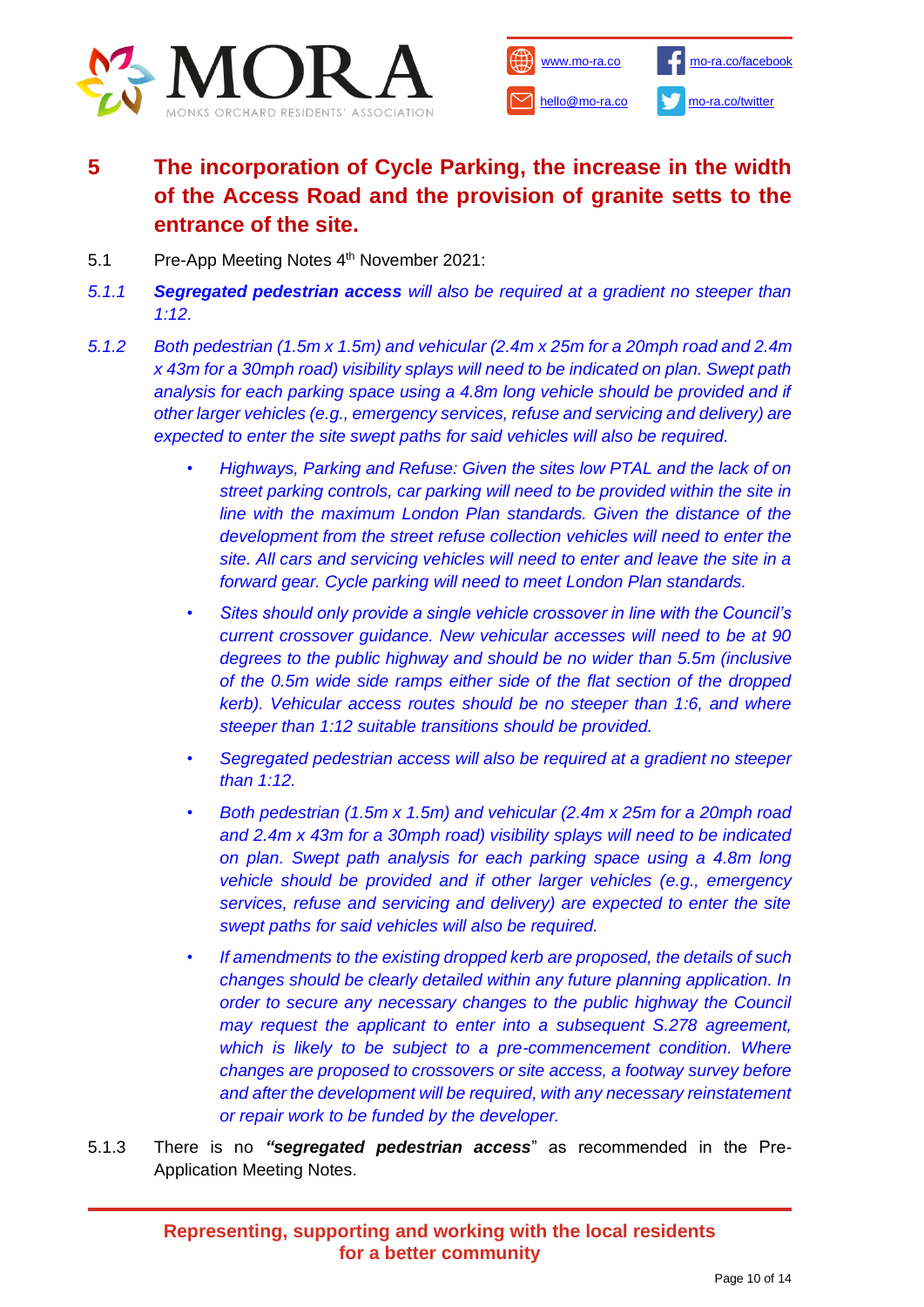## 5 The incorporation of Cycle Parking, the increase in the width of the Access Road and the provision of granite setts to the entrance of the site.

5.1 Pre-App Meeting Notes 4th November 2021:

*5.1.1* ***Segregated pedestrian access*** *will also be required at a gradient no steeper than 1:12.*

*5.1.2* *Both pedestrian (1.5m x 1.5m) and vehicular (2.4m x 25m for a 20mph road and 2.4m x 43m for a 30mph road) visibility splays will need to be indicated on plan. Swept path analysis for each parking space using a 4.8m long vehicle should be provided and if other larger vehicles (e.g., emergency services, refuse and servicing and delivery) are expected to enter the site swept paths for said vehicles will also be required.*

- *Highways, Parking and Refuse: Given the sites low PTAL and the lack of on street parking controls, car parking will need to be provided within the site in line with the maximum London Plan standards. Given the distance of the development from the street refuse collection vehicles will need to enter the site. All cars and servicing vehicles will need to enter and leave the site in a forward gear. Cycle parking will need to meet London Plan standards.*
- *Sites should only provide a single vehicle crossover in line with the Council's current crossover guidance. New vehicular accesses will need to be at 90 degrees to the public highway and should be no wider than 5.5m (inclusive of the 0.5m wide side ramps either side of the flat section of the dropped kerb). Vehicular access routes should be no steeper than 1:6, and where steeper than 1:12 suitable transitions should be provided.*
- *Segregated pedestrian access will also be required at a gradient no steeper than 1:12.*
- *Both pedestrian (1.5m x 1.5m) and vehicular (2.4m x 25m for a 20mph road and 2.4m x 43m for a 30mph road) visibility splays will need to be indicated on plan. Swept path analysis for each parking space using a 4.8m long vehicle should be provided and if other larger vehicles (e.g., emergency services, refuse and servicing and delivery) are expected to enter the site swept paths for said vehicles will also be required.*
- *If amendments to the existing dropped kerb are proposed, the details of such changes should be clearly detailed within any future planning application. In order to secure any necessary changes to the public highway the Council may request the applicant to enter into a subsequent S.278 agreement, which is likely to be subject to a pre-commencement condition. Where changes are proposed to crossovers or site access, a footway survey before and after the development will be required, with any necessary reinstatement or repair work to be funded by the developer.*

5.1.3 There is no ***"segregated pedestrian access"*** as recommended in the Pre-Application Meeting Notes.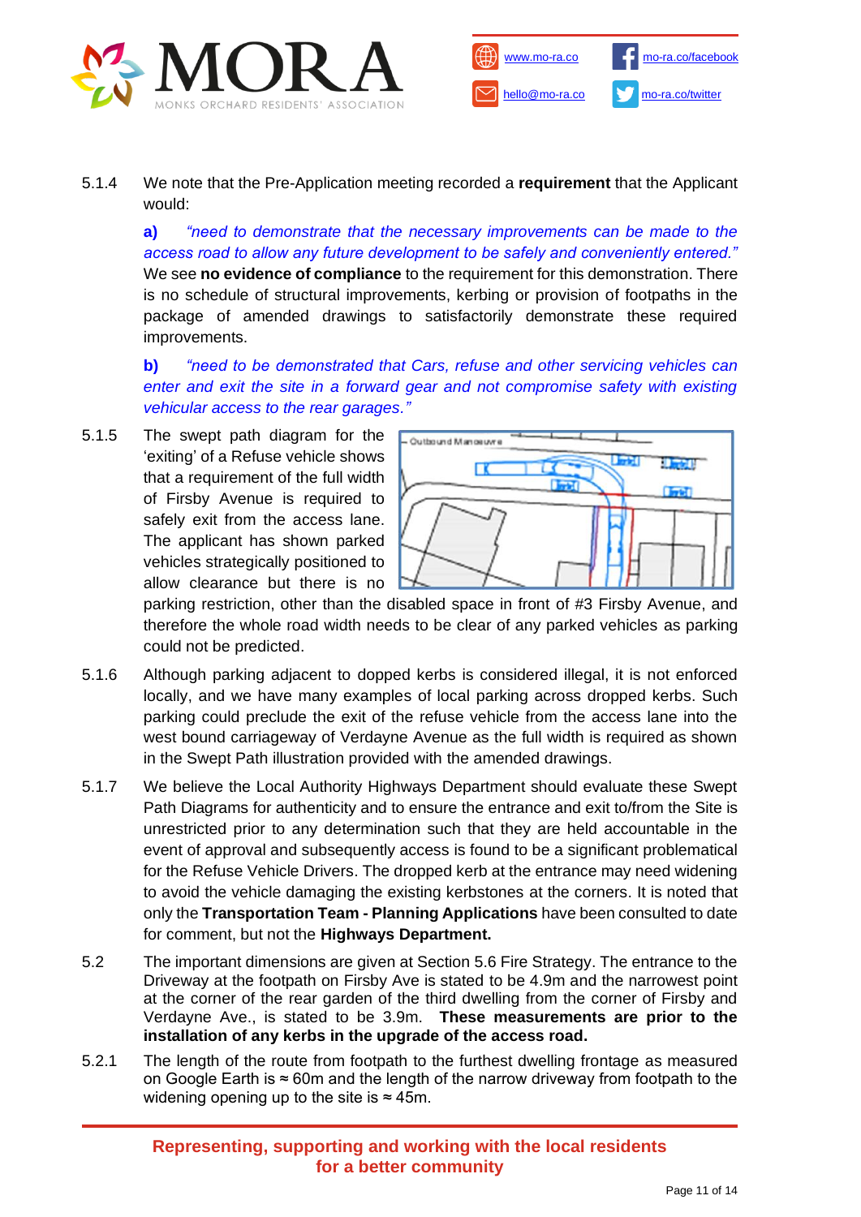5.1.4 We note that the Pre-Application meeting recorded a **requirement** that the Applicant would:

**a)** *"need to demonstrate that the necessary improvements can be made to the access road to allow any future development to be safely and conveniently entered."* We see **no evidence of compliance** to the requirement for this demonstration. There is no schedule of structural improvements, kerbing or provision of footpaths in the package of amended drawings to satisfactorily demonstrate these required improvements.

**b)** *"need to be demonstrated that Cars, refuse and other servicing vehicles can enter and exit the site in a forward gear and not compromise safety with existing vehicular access to the rear garages."*

5.1.5 The swept path diagram for the 'exiting' of a Refuse vehicle shows that a requirement of the full width of Firsby Avenue is required to safely exit from the access lane. The applicant has shown parked vehicles strategically positioned to allow clearance but there is no parking restriction, other than the disabled space in front of #3 Firsby Avenue, and therefore the whole road width needs to be clear of any parked vehicles as parking could not be predicted.

5.1.6 Although parking adjacent to dopped kerbs is considered illegal, it is not enforced locally, and we have many examples of local parking across dropped kerbs. Such parking could preclude the exit of the refuse vehicle from the access lane into the west bound carriageway of Verdayne Avenue as the full width is required as shown in the Swept Path illustration provided with the amended drawings.

5.1.7 We believe the Local Authority Highways Department should evaluate these Swept Path Diagrams for authenticity and to ensure the entrance and exit to/from the Site is unrestricted prior to any determination such that they are held accountable in the event of approval and subsequently access is found to be a significant problematical for the Refuse Vehicle Drivers. The dropped kerb at the entrance may need widening to avoid the vehicle damaging the existing kerbstones at the corners. It is noted that only the **Transportation Team - Planning Applications** have been consulted to date for comment, but not the **Highways Department.**

5.2 The important dimensions are given at Section 5.6 Fire Strategy. The entrance to the Driveway at the footpath on Firsby Ave is stated to be 4.9m and the narrowest point at the corner of the rear garden of the third dwelling from the corner of Firsby and Verdayne Ave., is stated to be 3.9m. **These measurements are prior to the installation of any kerbs in the upgrade of the access road.**

5.2.1 The length of the route from footpath to the furthest dwelling frontage as measured on Google Earth is ≈ 60m and the length of the narrow driveway from footpath to the widening opening up to the site is ≈ 45m.

**Representing, supporting and working with the local residents for a better community**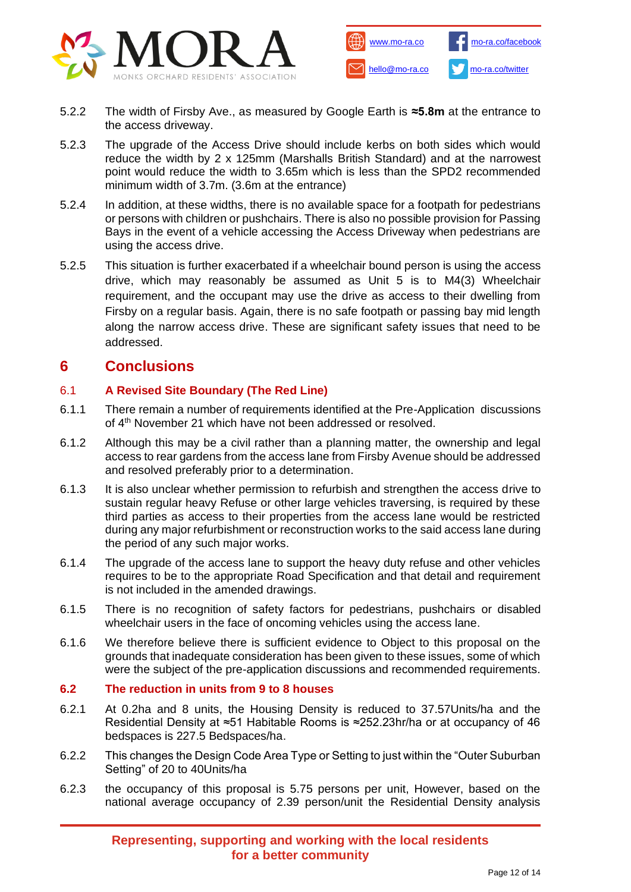5.2.2 The width of Firsby Ave., as measured by Google Earth is **≈5.8m** at the entrance to the access driveway.

5.2.3 The upgrade of the Access Drive should include kerbs on both sides which would reduce the width by 2 x 125mm (Marshalls British Standard) and at the narrowest point would reduce the width to 3.65m which is less than the SPD2 recommended minimum width of 3.7m. (3.6m at the entrance)

5.2.4 In addition, at these widths, there is no available space for a footpath for pedestrians or persons with children or pushchairs. There is also no possible provision for Passing Bays in the event of a vehicle accessing the Access Driveway when pedestrians are using the access drive.

5.2.5 This situation is further exacerbated if a wheelchair bound person is using the access drive, which may reasonably be assumed as Unit 5 is to M4(3) Wheelchair requirement, and the occupant may use the drive as access to their dwelling from Firsby on a regular basis. Again, there is no safe footpath or passing bay mid length along the narrow access drive. These are significant safety issues that need to be addressed.

# 6 Conclusions

## 6.1 A Revised Site Boundary (The Red Line)

6.1.1 There remain a number of requirements identified at the Pre-Application discussions of 4th November 21 which have not been addressed or resolved.

6.1.2 Although this may be a civil rather than a planning matter, the ownership and legal access to rear gardens from the access lane from Firsby Avenue should be addressed and resolved preferably prior to a determination.

6.1.3 It is also unclear whether permission to refurbish and strengthen the access drive to sustain regular heavy Refuse or other large vehicles traversing, is required by these third parties as access to their properties from the access lane would be restricted during any major refurbishment or reconstruction works to the said access lane during the period of any such major works.

6.1.4 The upgrade of the access lane to support the heavy duty refuse and other vehicles requires to be to the appropriate Road Specification and that detail and requirement is not included in the amended drawings.

6.1.5 There is no recognition of safety factors for pedestrians, pushchairs or disabled wheelchair users in the face of oncoming vehicles using the access lane.

6.1.6 We therefore believe there is sufficient evidence to Object to this proposal on the grounds that inadequate consideration has been given to these issues, some of which were the subject of the pre-application discussions and recommended requirements.

## 6.2 The reduction in units from 9 to 8 houses

6.2.1 At 0.2ha and 8 units, the Housing Density is reduced to 37.57Units/ha and the Residential Density at ≈51 Habitable Rooms is ≈252.23hr/ha or at occupancy of 46 bedspaces is 227.5 Bedspaces/ha.

6.2.2 This changes the Design Code Area Type or Setting to just within the "Outer Suburban Setting" of 20 to 40Units/ha

6.2.3 the occupancy of this proposal is 5.75 persons per unit, However, based on the national average occupancy of 2.39 person/unit the Residential Density analysis

Representing, supporting and working with the local residents for a better community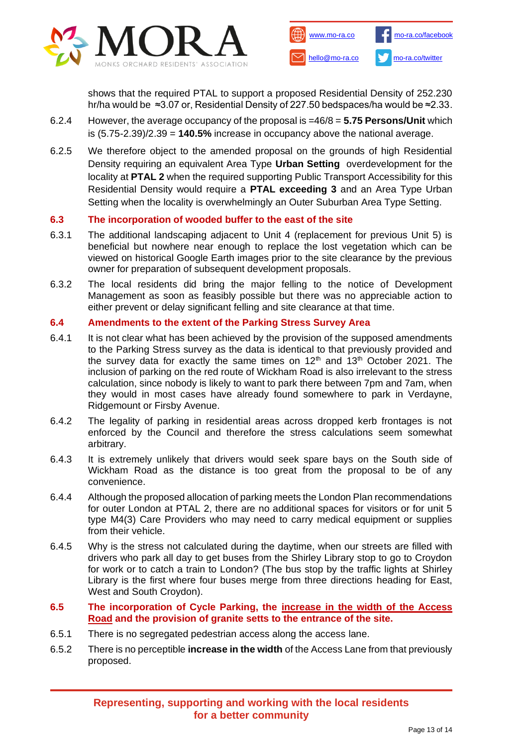shows that the required PTAL to support a proposed Residential Density of 252.230 hr/ha would be ≈3.07 or, Residential Density of 227.50 bedspaces/ha would be ≈2.33.

6.2.4 However, the average occupancy of the proposal is =46/8 = **5.75 Persons/Unit** which is (5.75-2.39)/2.39 = **140.5%** increase in occupancy above the national average.

6.2.5 We therefore object to the amended proposal on the grounds of high Residential Density requiring an equivalent Area Type **Urban Setting** overdevelopment for the locality at **PTAL 2** when the required supporting Public Transport Accessibility for this Residential Density would require a **PTAL exceeding 3** and an Area Type Urban Setting when the locality is overwhelmingly an Outer Suburban Area Type Setting.

## 6.3 The incorporation of wooded buffer to the east of the site

6.3.1 The additional landscaping adjacent to Unit 4 (replacement for previous Unit 5) is beneficial but nowhere near enough to replace the lost vegetation which can be viewed on historical Google Earth images prior to the site clearance by the previous owner for preparation of subsequent development proposals.

6.3.2 The local residents did bring the major felling to the notice of Development Management as soon as feasibly possible but there was no appreciable action to either prevent or delay significant felling and site clearance at that time.

## 6.4 Amendments to the extent of the Parking Stress Survey Area

6.4.1 It is not clear what has been achieved by the provision of the supposed amendments to the Parking Stress survey as the data is identical to that previously provided and the survey data for exactly the same times on 12th and 13th October 2021. The inclusion of parking on the red route of Wickham Road is also irrelevant to the stress calculation, since nobody is likely to want to park there between 7pm and 7am, when they would in most cases have already found somewhere to park in Verdayne, Ridgemount or Firsby Avenue.

6.4.2 The legality of parking in residential areas across dropped kerb frontages is not enforced by the Council and therefore the stress calculations seem somewhat arbitrary.

6.4.3 It is extremely unlikely that drivers would seek spare bays on the South side of Wickham Road as the distance is too great from the proposal to be of any convenience.

6.4.4 Although the proposed allocation of parking meets the London Plan recommendations for outer London at PTAL 2, there are no additional spaces for visitors or for unit 5 type M4(3) Care Providers who may need to carry medical equipment or supplies from their vehicle.

6.4.5 Why is the stress not calculated during the daytime, when our streets are filled with drivers who park all day to get buses from the Shirley Library stop to go to Croydon for work or to catch a train to London? (The bus stop by the traffic lights at Shirley Library is the first where four buses merge from three directions heading for East, West and South Croydon).

## 6.5 The incorporation of Cycle Parking, the increase in the width of the Access Road and the provision of granite setts to the entrance of the site.

6.5.1 There is no segregated pedestrian access along the access lane.

6.5.2 There is no perceptible **increase in the width** of the Access Lane from that previously proposed.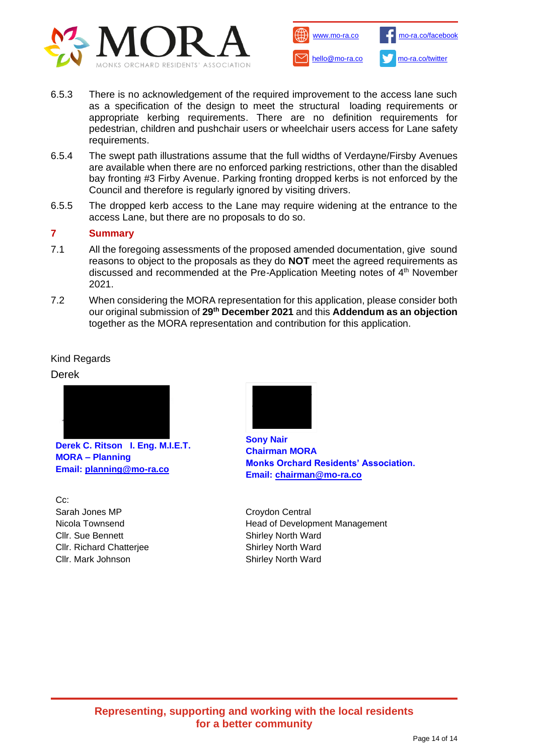6.5.3 There is no acknowledgement of the required improvement to the access lane such as a specification of the design to meet the structural loading requirements or appropriate kerbing requirements. There are no definition requirements for pedestrian, children and pushchair users or wheelchair users access for Lane safety requirements.

6.5.4 The swept path illustrations assume that the full widths of Verdayne/Firsby Avenues are available when there are no enforced parking restrictions, other than the disabled bay fronting #3 Firby Avenue. Parking fronting dropped kerbs is not enforced by the Council and therefore is regularly ignored by visiting drivers.

6.5.5 The dropped kerb access to the Lane may require widening at the entrance to the access Lane, but there are no proposals to do so.

## 7 Summary

7.1 All the foregoing assessments of the proposed amended documentation, give sound reasons to object to the proposals as they do **NOT** meet the agreed requirements as discussed and recommended at the Pre-Application Meeting notes of 4th November 2021.

7.2 When considering the MORA representation for this application, please consider both our original submission of **29th December 2021** and this **Addendum as an objection** together as the MORA representation and contribution for this application.

Kind Regards

Derek

**Derek C. Ritson I. Eng. M.I.E.T.**
**MORA – Planning**
**Email: planning@mo-ra.co**

**Sony Nair**
**Chairman MORA**
**Monks Orchard Residents' Association.**
**Email: chairman@mo-ra.co**

Cc:

| | |
|---|---|
| Sarah Jones MP | Croydon Central |
| Nicola Townsend | Head of Development Management |
| Cllr. Sue Bennett | Shirley North Ward |
| Cllr. Richard Chatterjee | Shirley North Ward |
| Cllr. Mark Johnson | Shirley North Ward |

**Representing, supporting and working with the local residents for a better community**